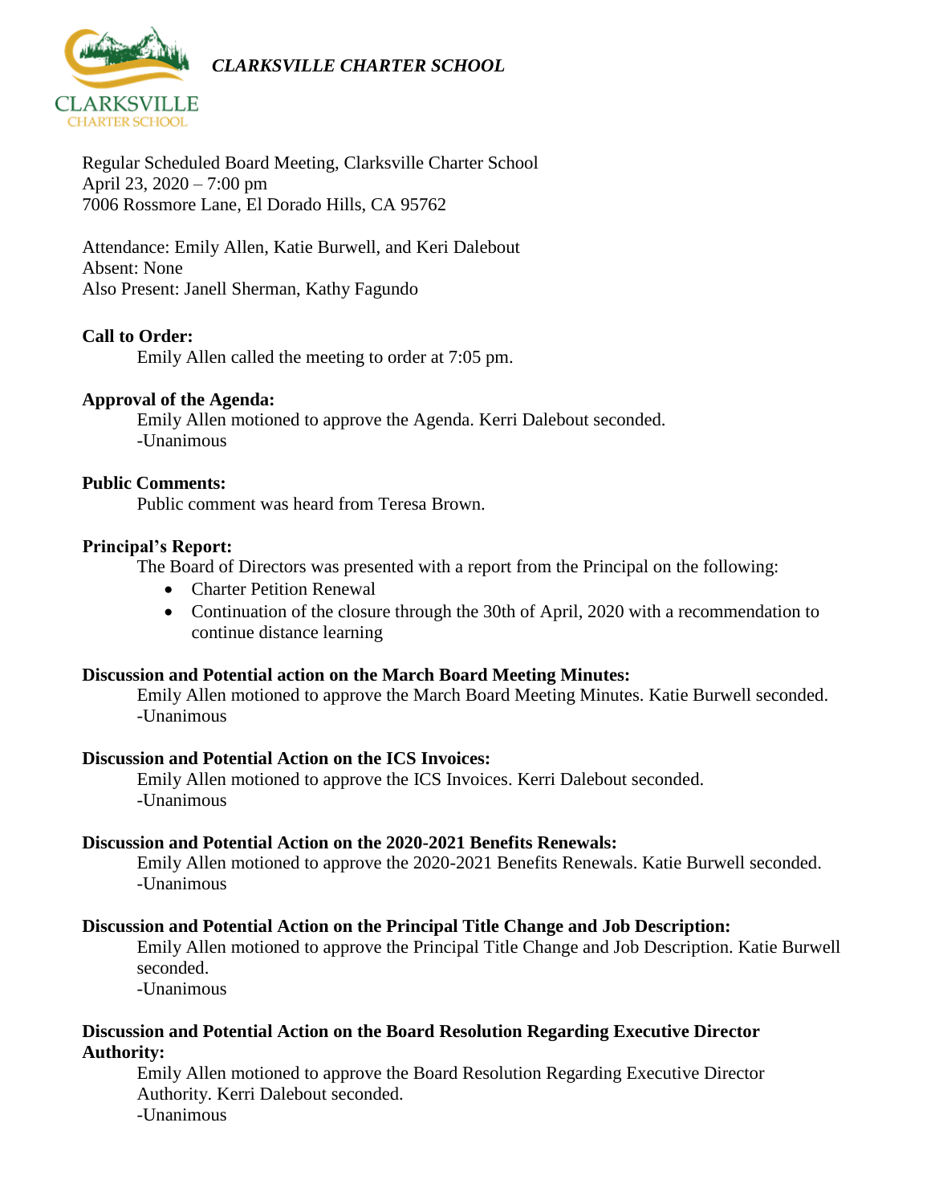*CLARKSVILLE CHARTER SCHOOL*

Regular Scheduled Board Meeting, Clarksville Charter School
April 23, 2020 – 7:00 pm
7006 Rossmore Lane, El Dorado Hills, CA 95762

Attendance: Emily Allen, Katie Burwell, and Keri Dalebout
Absent: None
Also Present: Janell Sherman, Kathy Fagundo

**Call to Order:**

Emily Allen called the meeting to order at 7:05 pm.

**Approval of the Agenda:**

Emily Allen motioned to approve the Agenda. Kerri Dalebout seconded.
-Unanimous

**Public Comments:**

Public comment was heard from Teresa Brown.

**Principal's Report:**

The Board of Directors was presented with a report from the Principal on the following:

- Charter Petition Renewal
- Continuation of the closure through the 30th of April, 2020 with a recommendation to continue distance learning

**Discussion and Potential action on the March Board Meeting Minutes:**

Emily Allen motioned to approve the March Board Meeting Minutes. Katie Burwell seconded.
-Unanimous

**Discussion and Potential Action on the ICS Invoices:**

Emily Allen motioned to approve the ICS Invoices. Kerri Dalebout seconded.
-Unanimous

**Discussion and Potential Action on the 2020-2021 Benefits Renewals:**

Emily Allen motioned to approve the 2020-2021 Benefits Renewals. Katie Burwell seconded.
-Unanimous

**Discussion and Potential Action on the Principal Title Change and Job Description:**

Emily Allen motioned to approve the Principal Title Change and Job Description. Katie Burwell seconded.
-Unanimous

**Discussion and Potential Action on the Board Resolution Regarding Executive Director Authority:**

Emily Allen motioned to approve the Board Resolution Regarding Executive Director Authority. Kerri Dalebout seconded.
-Unanimous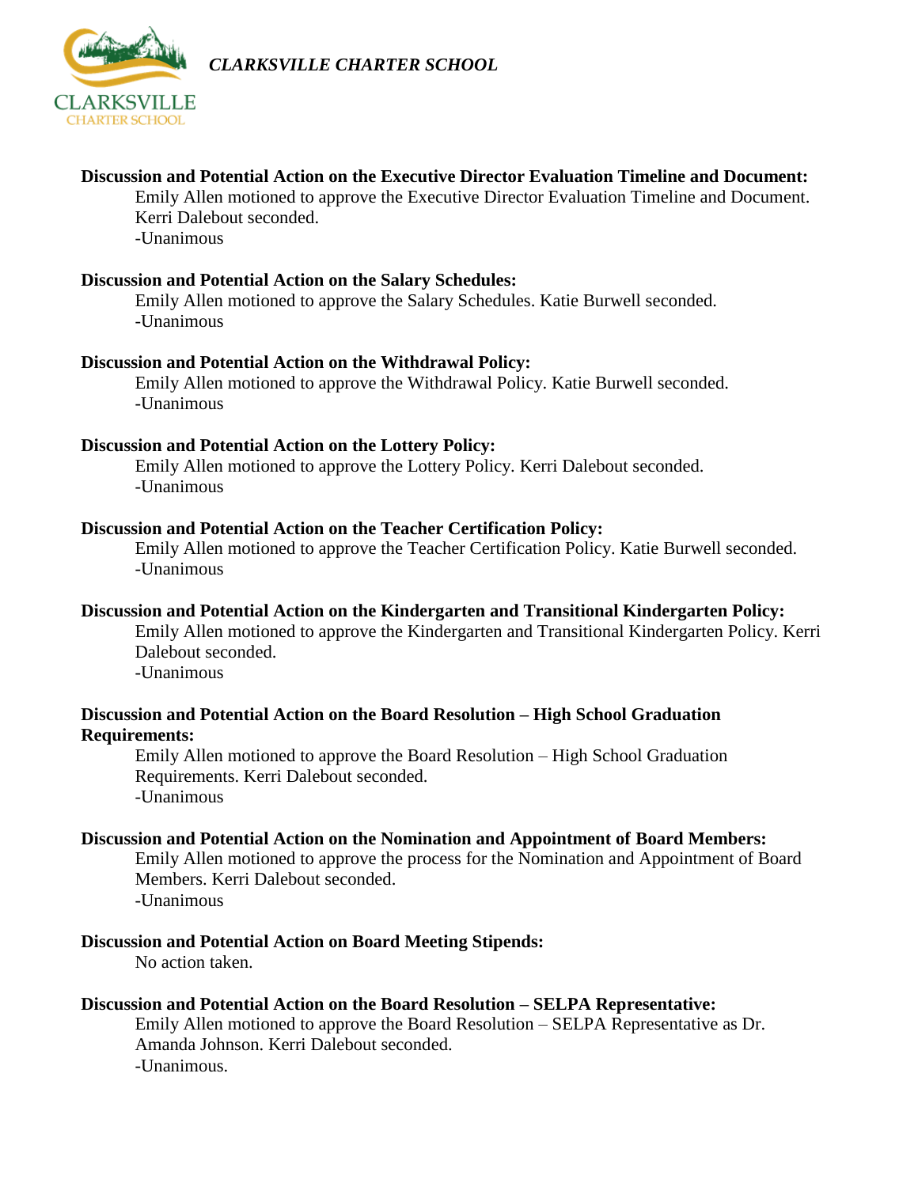**Discussion and Potential Action on the Executive Director Evaluation Timeline and Document:**

Emily Allen motioned to approve the Executive Director Evaluation Timeline and Document. Kerri Dalebout seconded.
-Unanimous

**Discussion and Potential Action on the Salary Schedules:**

Emily Allen motioned to approve the Salary Schedules. Katie Burwell seconded.
-Unanimous

**Discussion and Potential Action on the Withdrawal Policy:**

Emily Allen motioned to approve the Withdrawal Policy. Katie Burwell seconded.
-Unanimous

**Discussion and Potential Action on the Lottery Policy:**

Emily Allen motioned to approve the Lottery Policy. Kerri Dalebout seconded.
-Unanimous

**Discussion and Potential Action on the Teacher Certification Policy:**

Emily Allen motioned to approve the Teacher Certification Policy. Katie Burwell seconded.
-Unanimous

**Discussion and Potential Action on the Kindergarten and Transitional Kindergarten Policy:**

Emily Allen motioned to approve the Kindergarten and Transitional Kindergarten Policy. Kerri Dalebout seconded.
-Unanimous

**Discussion and Potential Action on the Board Resolution – High School Graduation Requirements:**

Emily Allen motioned to approve the Board Resolution – High School Graduation Requirements. Kerri Dalebout seconded.
-Unanimous

**Discussion and Potential Action on the Nomination and Appointment of Board Members:**

Emily Allen motioned to approve the process for the Nomination and Appointment of Board Members. Kerri Dalebout seconded.
-Unanimous

**Discussion and Potential Action on Board Meeting Stipends:**

No action taken.

**Discussion and Potential Action on the Board Resolution – SELPA Representative:**

Emily Allen motioned to approve the Board Resolution – SELPA Representative as Dr. Amanda Johnson. Kerri Dalebout seconded.
-Unanimous.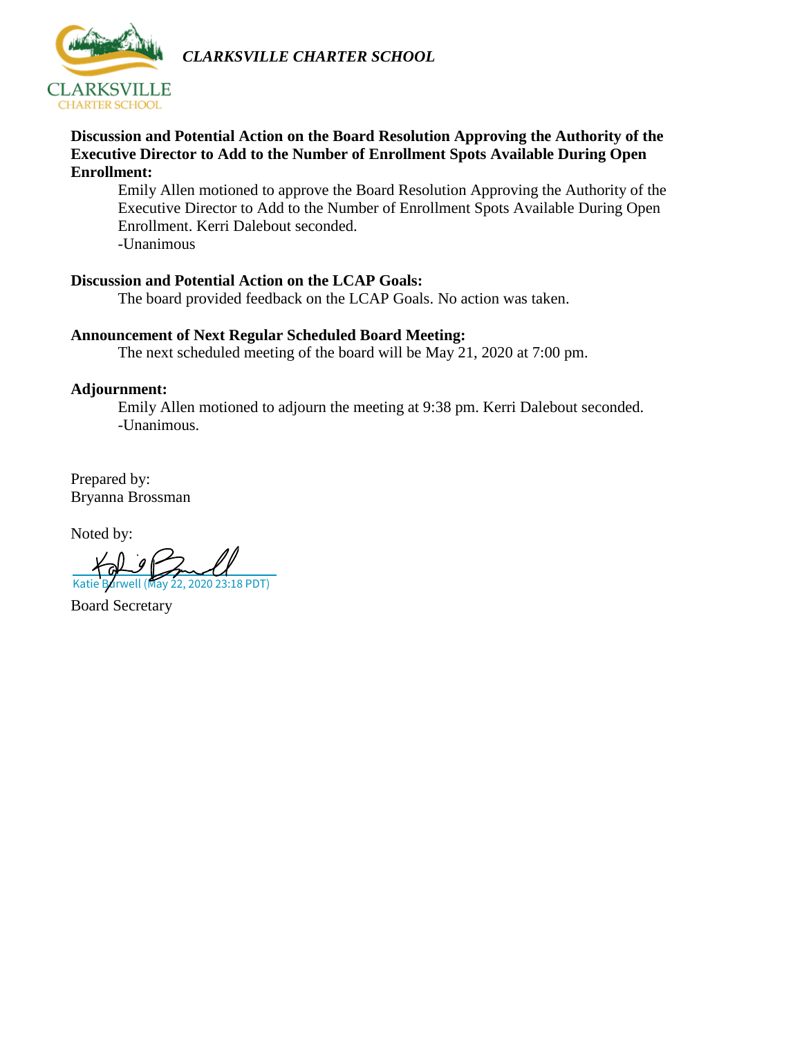*CLARKSVILLE CHARTER SCHOOL*

**Discussion and Potential Action on the Board Resolution Approving the Authority of the Executive Director to Add to the Number of Enrollment Spots Available During Open Enrollment:**

Emily Allen motioned to approve the Board Resolution Approving the Authority of the Executive Director to Add to the Number of Enrollment Spots Available During Open Enrollment. Kerri Dalebout seconded.
-Unanimous

**Discussion and Potential Action on the LCAP Goals:**

The board provided feedback on the LCAP Goals. No action was taken.

**Announcement of Next Regular Scheduled Board Meeting:**

The next scheduled meeting of the board will be May 21, 2020 at 7:00 pm.

**Adjournment:**

Emily Allen motioned to adjourn the meeting at 9:38 pm. Kerri Dalebout seconded.
-Unanimous.

Prepared by:
Bryanna Brossman

Noted by:

Katie Burwell (May 22, 2020 23:18 PDT)

Board Secretary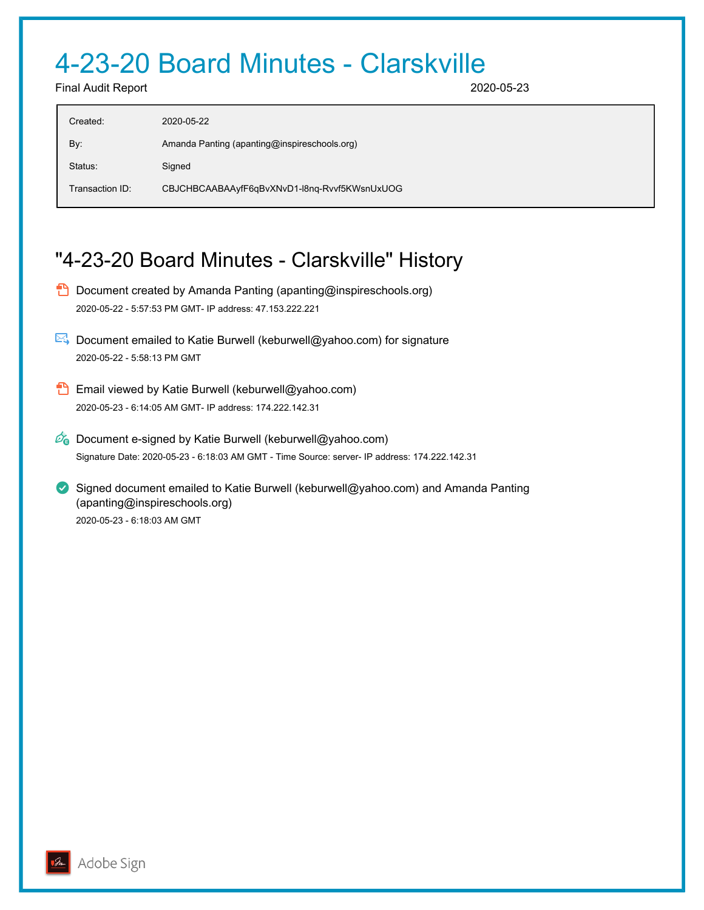# 4-23-20 Board Minutes - Clarskville

Final Audit Report 2020-05-23

| | |
|---|---|
| Created: | 2020-05-22 |
| By: | Amanda Panting (apanting@inspireschools.org) |
| Status: | Signed |
| Transaction ID: | CBJCHBCAABAAyfF6qBvXNvD1-l8nq-Rvvf5KWsnUxUOG |

## "4-23-20 Board Minutes - Clarskville" History

- Document created by Amanda Panting (apanting@inspireschools.org)
  2020-05-22 - 5:57:53 PM GMT- IP address: 47.153.222.221

- Document emailed to Katie Burwell (keburwell@yahoo.com) for signature
  2020-05-22 - 5:58:13 PM GMT

- Email viewed by Katie Burwell (keburwell@yahoo.com)
  2020-05-23 - 6:14:05 AM GMT- IP address: 174.222.142.31

- Document e-signed by Katie Burwell (keburwell@yahoo.com)
  Signature Date: 2020-05-23 - 6:18:03 AM GMT - Time Source: server- IP address: 174.222.142.31

- Signed document emailed to Katie Burwell (keburwell@yahoo.com) and Amanda Panting (apanting@inspireschools.org)
  2020-05-23 - 6:18:03 AM GMT

Adobe Sign